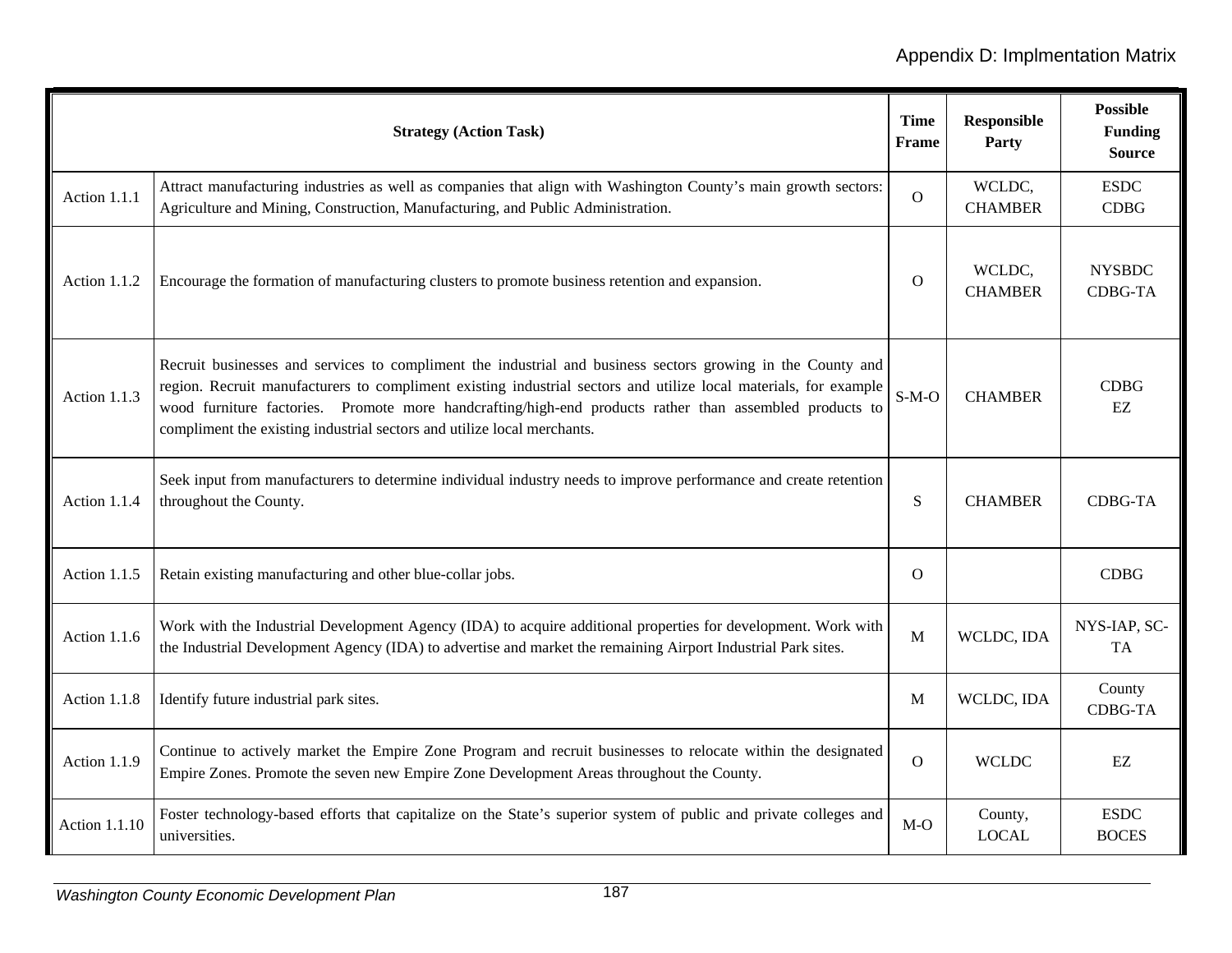| Strategy (Action Task) | | Time Frame | Responsible Party | Possible Funding Source |
|---|---|---|---|---|
| Action 1.1.1 | Attract manufacturing industries as well as companies that align with Washington County's main growth sectors: Agriculture and Mining, Construction, Manufacturing, and Public Administration. | O | WCLDC, CHAMBER | ESDC CDBG |
| Action 1.1.2 | Encourage the formation of manufacturing clusters to promote business retention and expansion. | O | WCLDC, CHAMBER | NYSBDC CDBG-TA |
| Action 1.1.3 | Recruit businesses and services to compliment the industrial and business sectors growing in the County and region. Recruit manufacturers to compliment existing industrial sectors and utilize local materials, for example wood furniture factories. Promote more handcrafting/high-end products rather than assembled products to compliment the existing industrial sectors and utilize local merchants. | S-M-O | CHAMBER | CDBG EZ |
| Action 1.1.4 | Seek input from manufacturers to determine individual industry needs to improve performance and create retention throughout the County. | S | CHAMBER | CDBG-TA |
| Action 1.1.5 | Retain existing manufacturing and other blue-collar jobs. | O | | CDBG |
| Action 1.1.6 | Work with the Industrial Development Agency (IDA) to acquire additional properties for development. Work with the Industrial Development Agency (IDA) to advertise and market the remaining Airport Industrial Park sites. | M | WCLDC, IDA | NYS-IAP, SC-TA |
| Action 1.1.8 | Identify future industrial park sites. | M | WCLDC, IDA | County CDBG-TA |
| Action 1.1.9 | Continue to actively market the Empire Zone Program and recruit businesses to relocate within the designated Empire Zones. Promote the seven new Empire Zone Development Areas throughout the County. | O | WCLDC | EZ |
| Action 1.1.10 | Foster technology-based efforts that capitalize on the State's superior system of public and private colleges and universities. | M-O | County, LOCAL | ESDC BOCES |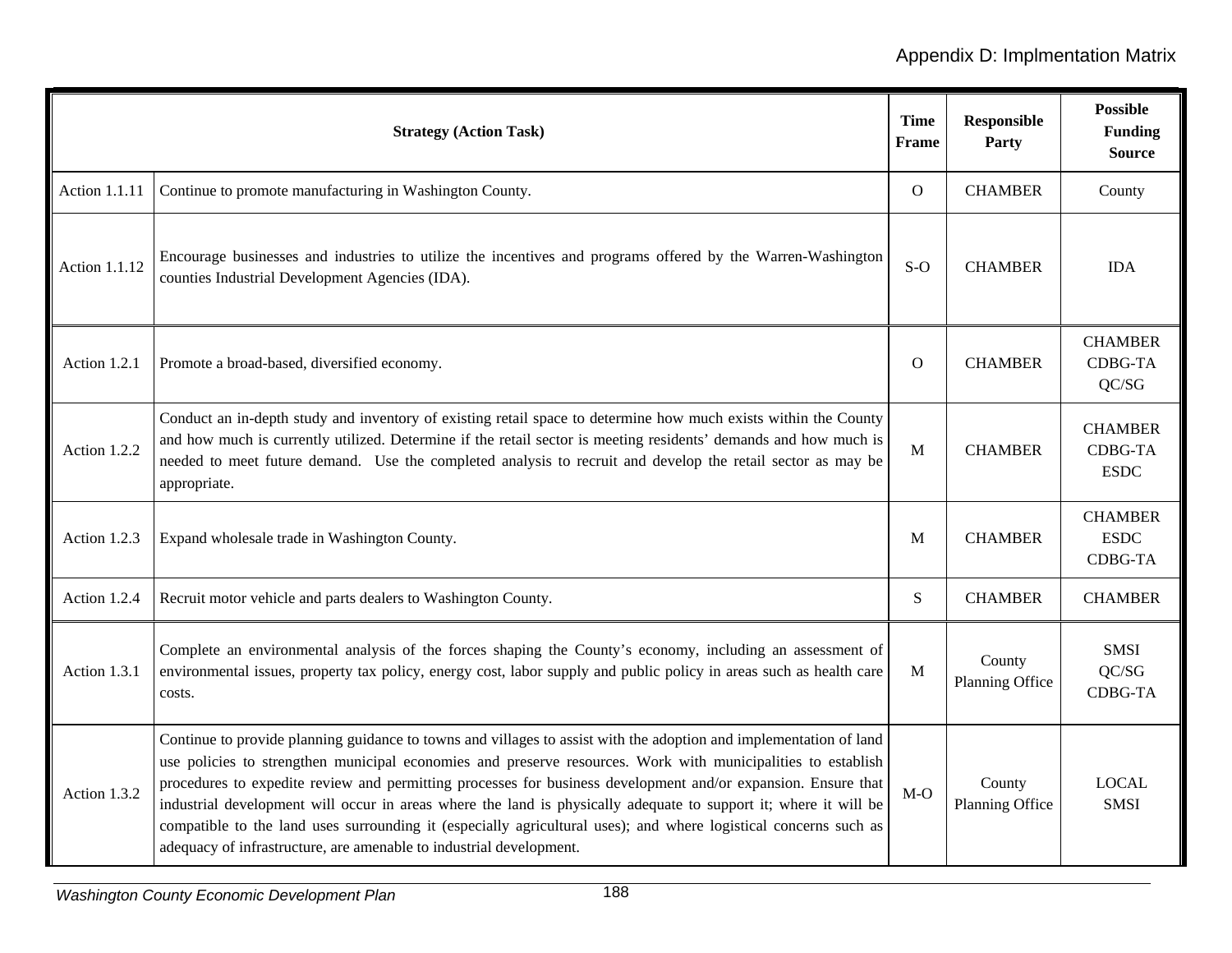| Strategy (Action Task) | | Time Frame | Responsible Party | Possible Funding Source |
|---|---|---|---|---|
| Action 1.1.11 | Continue to promote manufacturing in Washington County. | O | CHAMBER | County |
| Action 1.1.12 | Encourage businesses and industries to utilize the incentives and programs offered by the Warren-Washington counties Industrial Development Agencies (IDA). | S-O | CHAMBER | IDA |
| Action 1.2.1 | Promote a broad-based, diversified economy. | O | CHAMBER | CHAMBER CDBG-TA QC/SG |
| Action 1.2.2 | Conduct an in-depth study and inventory of existing retail space to determine how much exists within the County and how much is currently utilized. Determine if the retail sector is meeting residents' demands and how much is needed to meet future demand. Use the completed analysis to recruit and develop the retail sector as may be appropriate. | M | CHAMBER | CHAMBER CDBG-TA ESDC |
| Action 1.2.3 | Expand wholesale trade in Washington County. | M | CHAMBER | CHAMBER ESDC CDBG-TA |
| Action 1.2.4 | Recruit motor vehicle and parts dealers to Washington County. | S | CHAMBER | CHAMBER |
| Action 1.3.1 | Complete an environmental analysis of the forces shaping the County's economy, including an assessment of environmental issues, property tax policy, energy cost, labor supply and public policy in areas such as health care costs. | M | County Planning Office | SMSI QC/SG CDBG-TA |
| Action 1.3.2 | Continue to provide planning guidance to towns and villages to assist with the adoption and implementation of land use policies to strengthen municipal economies and preserve resources. Work with municipalities to establish procedures to expedite review and permitting processes for business development and/or expansion. Ensure that industrial development will occur in areas where the land is physically adequate to support it; where it will be compatible to the land uses surrounding it (especially agricultural uses); and where logistical concerns such as adequacy of infrastructure, are amenable to industrial development. | M-O | County Planning Office | LOCAL SMSI |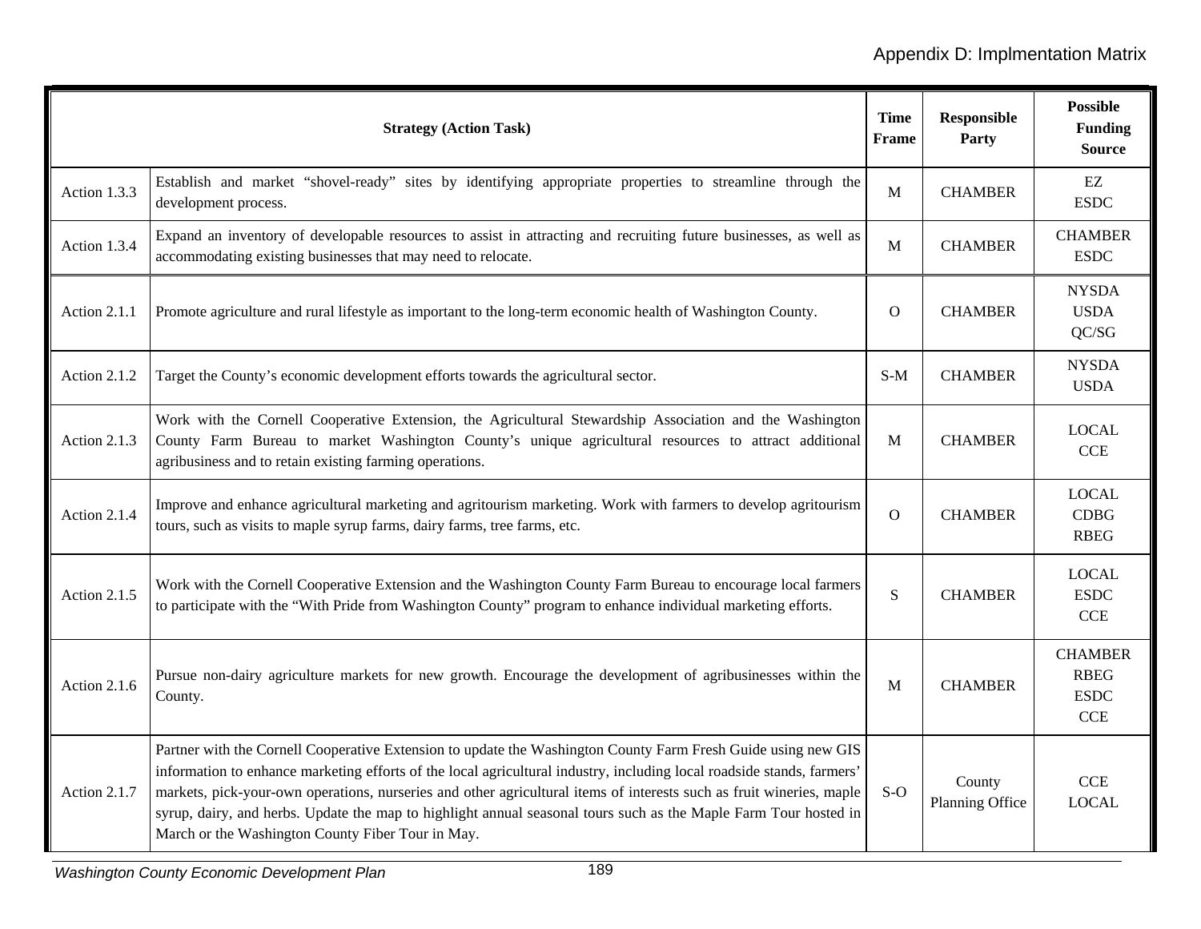| Strategy (Action Task) | | Time Frame | Responsible Party | Possible Funding Source |
|---|---|---|---|---|
| Action 1.3.3 | Establish and market “shovel-ready” sites by identifying appropriate properties to streamline through the development process. | M | CHAMBER | EZ<br>ESDC |
| Action 1.3.4 | Expand an inventory of developable resources to assist in attracting and recruiting future businesses, as well as accommodating existing businesses that may need to relocate. | M | CHAMBER | CHAMBER<br>ESDC |
| Action 2.1.1 | Promote agriculture and rural lifestyle as important to the long-term economic health of Washington County. | O | CHAMBER | NYSDA<br>USDA<br>QC/SG |
| Action 2.1.2 | Target the County’s economic development efforts towards the agricultural sector. | S-M | CHAMBER | NYSDA<br>USDA |
| Action 2.1.3 | Work with the Cornell Cooperative Extension, the Agricultural Stewardship Association and the Washington County Farm Bureau to market Washington County’s unique agricultural resources to attract additional agribusiness and to retain existing farming operations. | M | CHAMBER | LOCAL<br>CCE |
| Action 2.1.4 | Improve and enhance agricultural marketing and agritourism marketing. Work with farmers to develop agritourism tours, such as visits to maple syrup farms, dairy farms, tree farms, etc. | O | CHAMBER | LOCAL<br>CDBG<br>RBEG |
| Action 2.1.5 | Work with the Cornell Cooperative Extension and the Washington County Farm Bureau to encourage local farmers to participate with the “With Pride from Washington County” program to enhance individual marketing efforts. | S | CHAMBER | LOCAL<br>ESDC<br>CCE |
| Action 2.1.6 | Pursue non-dairy agriculture markets for new growth. Encourage the development of agribusinesses within the County. | M | CHAMBER | CHAMBER<br>RBEG<br>ESDC<br>CCE |
| Action 2.1.7 | Partner with the Cornell Cooperative Extension to update the Washington County Farm Fresh Guide using new GIS information to enhance marketing efforts of the local agricultural industry, including local roadside stands, farmers’ markets, pick-your-own operations, nurseries and other agricultural items of interests such as fruit wineries, maple syrup, dairy, and herbs. Update the map to highlight annual seasonal tours such as the Maple Farm Tour hosted in March or the Washington County Fiber Tour in May. | S-O | County Planning Office | CCE<br>LOCAL |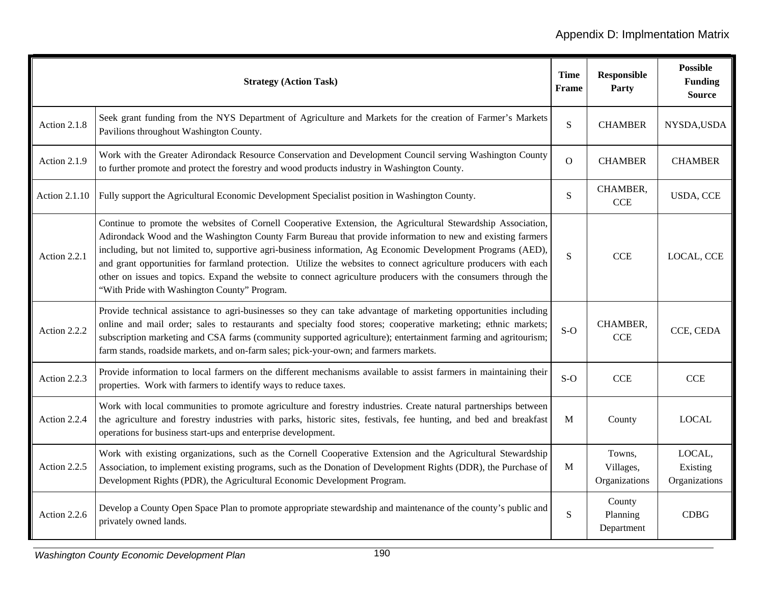| Strategy (Action Task) | | Time Frame | Responsible Party | Possible Funding Source |
|---|---|---|---|---|
| Action 2.1.8 | Seek grant funding from the NYS Department of Agriculture and Markets for the creation of Farmer's Markets Pavilions throughout Washington County. | S | CHAMBER | NYSDA,USDA |
| Action 2.1.9 | Work with the Greater Adirondack Resource Conservation and Development Council serving Washington County to further promote and protect the forestry and wood products industry in Washington County. | O | CHAMBER | CHAMBER |
| Action 2.1.10 | Fully support the Agricultural Economic Development Specialist position in Washington County. | S | CHAMBER, CCE | USDA, CCE |
| Action 2.2.1 | Continue to promote the websites of Cornell Cooperative Extension, the Agricultural Stewardship Association, Adirondack Wood and the Washington County Farm Bureau that provide information to new and existing farmers including, but not limited to, supportive agri-business information, Ag Economic Development Programs (AED), and grant opportunities for farmland protection. Utilize the websites to connect agriculture producers with each other on issues and topics. Expand the website to connect agriculture producers with the consumers through the "With Pride with Washington County" Program. | S | CCE | LOCAL, CCE |
| Action 2.2.2 | Provide technical assistance to agri-businesses so they can take advantage of marketing opportunities including online and mail order; sales to restaurants and specialty food stores; cooperative marketing; ethnic markets; subscription marketing and CSA farms (community supported agriculture); entertainment farming and agritourism; farm stands, roadside markets, and on-farm sales; pick-your-own; and farmers markets. | S-O | CHAMBER, CCE | CCE, CEDA |
| Action 2.2.3 | Provide information to local farmers on the different mechanisms available to assist farmers in maintaining their properties. Work with farmers to identify ways to reduce taxes. | S-O | CCE | CCE |
| Action 2.2.4 | Work with local communities to promote agriculture and forestry industries. Create natural partnerships between the agriculture and forestry industries with parks, historic sites, festivals, fee hunting, and bed and breakfast operations for business start-ups and enterprise development. | M | County | LOCAL |
| Action 2.2.5 | Work with existing organizations, such as the Cornell Cooperative Extension and the Agricultural Stewardship Association, to implement existing programs, such as the Donation of Development Rights (DDR), the Purchase of Development Rights (PDR), the Agricultural Economic Development Program. | M | Towns, Villages, Organizations | LOCAL, Existing Organizations |
| Action 2.2.6 | Develop a County Open Space Plan to promote appropriate stewardship and maintenance of the county's public and privately owned lands. | S | County Planning Department | CDBG |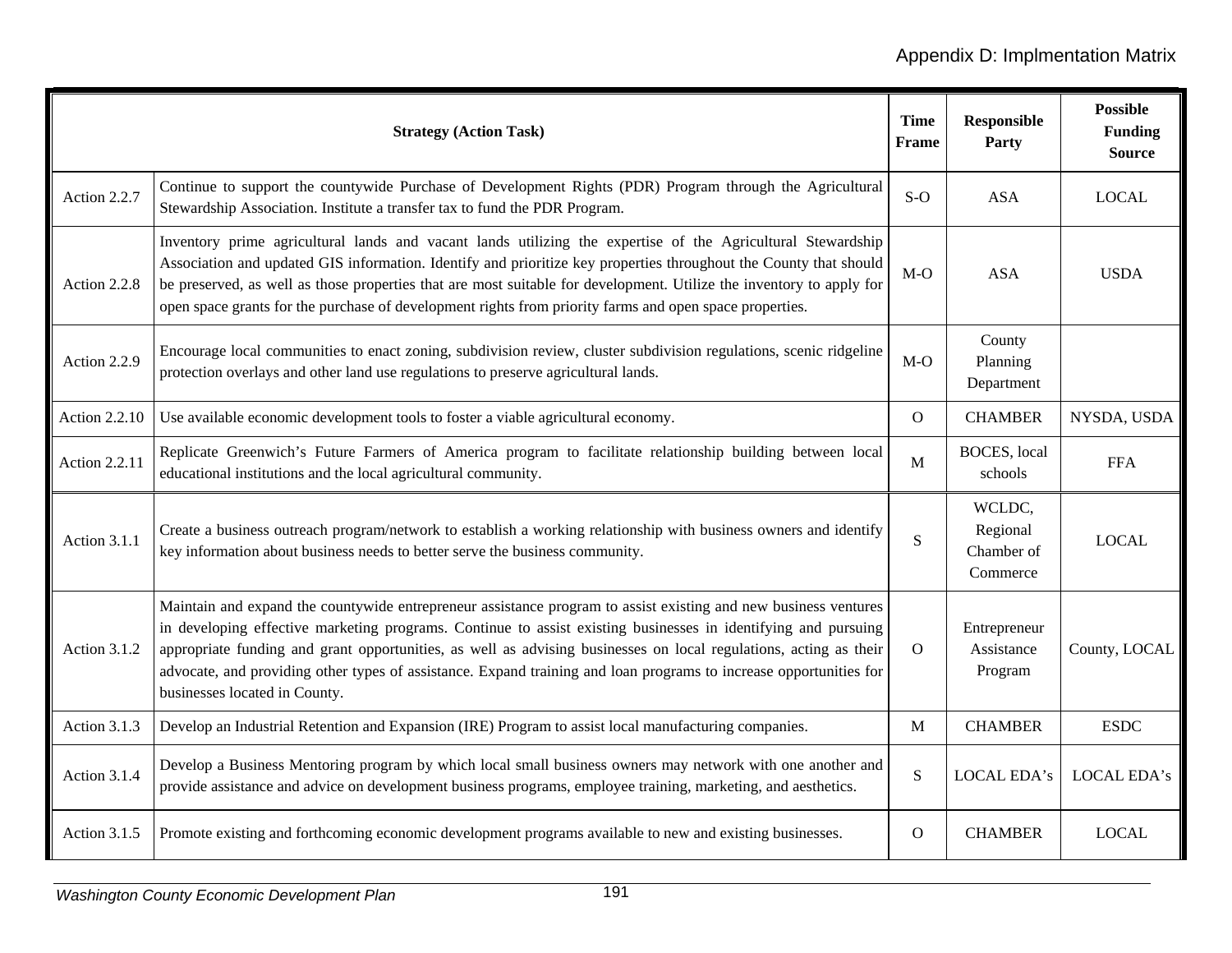| Strategy (Action Task) | | Time Frame | Responsible Party | Possible Funding Source |
|---|---|---|---|---|
| Action 2.2.7 | Continue to support the countywide Purchase of Development Rights (PDR) Program through the Agricultural Stewardship Association. Institute a transfer tax to fund the PDR Program. | S-O | ASA | LOCAL |
| Action 2.2.8 | Inventory prime agricultural lands and vacant lands utilizing the expertise of the Agricultural Stewardship Association and updated GIS information. Identify and prioritize key properties throughout the County that should be preserved, as well as those properties that are most suitable for development. Utilize the inventory to apply for open space grants for the purchase of development rights from priority farms and open space properties. | M-O | ASA | USDA |
| Action 2.2.9 | Encourage local communities to enact zoning, subdivision review, cluster subdivision regulations, scenic ridgeline protection overlays and other land use regulations to preserve agricultural lands. | M-O | County Planning Department | |
| Action 2.2.10 | Use available economic development tools to foster a viable agricultural economy. | O | CHAMBER | NYSDA, USDA |
| Action 2.2.11 | Replicate Greenwich's Future Farmers of America program to facilitate relationship building between local educational institutions and the local agricultural community. | M | BOCES, local schools | FFA |
| Action 3.1.1 | Create a business outreach program/network to establish a working relationship with business owners and identify key information about business needs to better serve the business community. | S | WCLDC, Regional Chamber of Commerce | LOCAL |
| Action 3.1.2 | Maintain and expand the countywide entrepreneur assistance program to assist existing and new business ventures in developing effective marketing programs. Continue to assist existing businesses in identifying and pursuing appropriate funding and grant opportunities, as well as advising businesses on local regulations, acting as their advocate, and providing other types of assistance. Expand training and loan programs to increase opportunities for businesses located in County. | O | Entrepreneur Assistance Program | County, LOCAL |
| Action 3.1.3 | Develop an Industrial Retention and Expansion (IRE) Program to assist local manufacturing companies. | M | CHAMBER | ESDC |
| Action 3.1.4 | Develop a Business Mentoring program by which local small business owners may network with one another and provide assistance and advice on development business programs, employee training, marketing, and aesthetics. | S | LOCAL EDA's | LOCAL EDA's |
| Action 3.1.5 | Promote existing and forthcoming economic development programs available to new and existing businesses. | O | CHAMBER | LOCAL |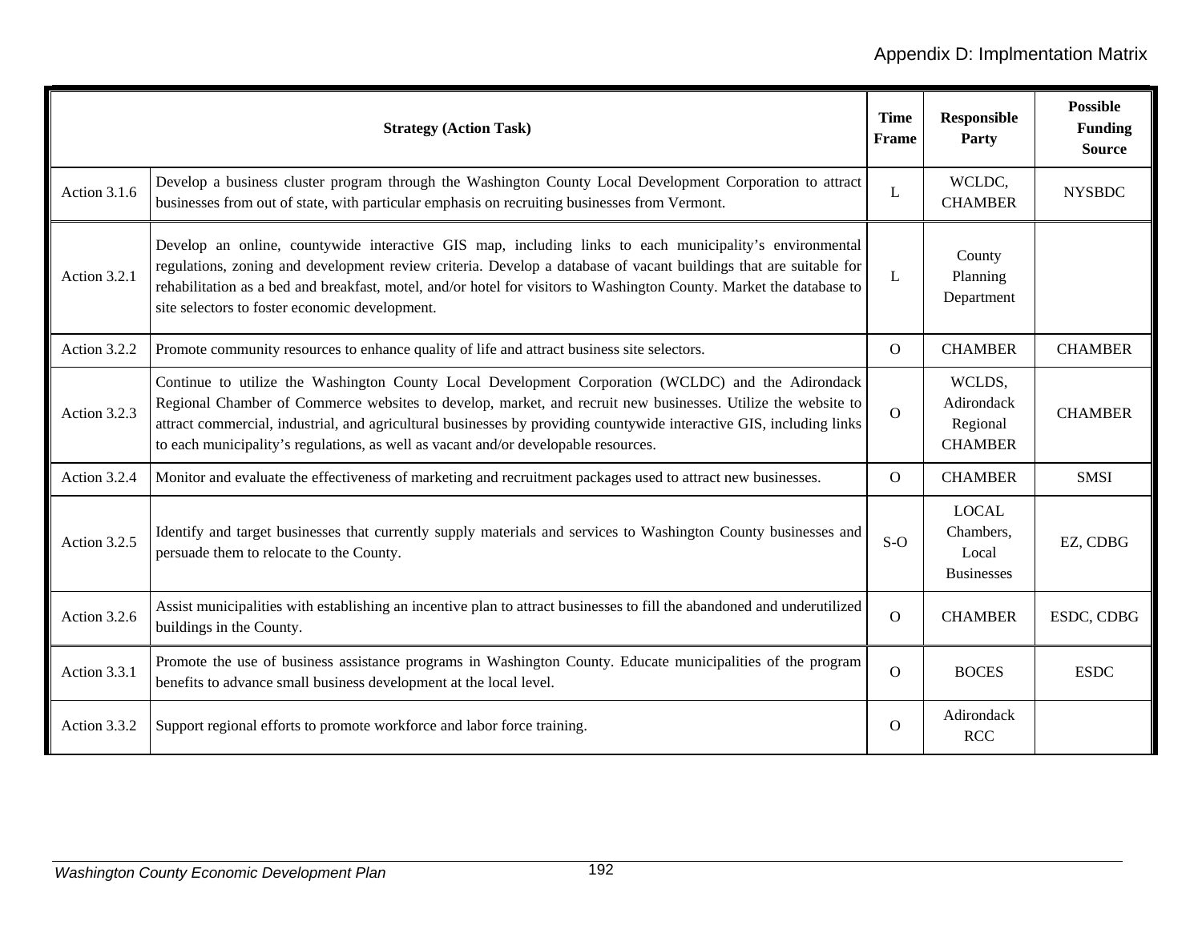| Strategy (Action Task) | | Time Frame | Responsible Party | Possible Funding Source |
|---|---|---|---|---|
| Action 3.1.6 | Develop a business cluster program through the Washington County Local Development Corporation to attract businesses from out of state, with particular emphasis on recruiting businesses from Vermont. | L | WCLDC, CHAMBER | NYSBDC |
| Action 3.2.1 | Develop an online, countywide interactive GIS map, including links to each municipality's environmental regulations, zoning and development review criteria. Develop a database of vacant buildings that are suitable for rehabilitation as a bed and breakfast, motel, and/or hotel for visitors to Washington County. Market the database to site selectors to foster economic development. | L | County Planning Department | |
| Action 3.2.2 | Promote community resources to enhance quality of life and attract business site selectors. | O | CHAMBER | CHAMBER |
| Action 3.2.3 | Continue to utilize the Washington County Local Development Corporation (WCLDC) and the Adirondack Regional Chamber of Commerce websites to develop, market, and recruit new businesses. Utilize the website to attract commercial, industrial, and agricultural businesses by providing countywide interactive GIS, including links to each municipality's regulations, as well as vacant and/or developable resources. | O | WCLDS, Adirondack Regional CHAMBER | CHAMBER |
| Action 3.2.4 | Monitor and evaluate the effectiveness of marketing and recruitment packages used to attract new businesses. | O | CHAMBER | SMSI |
| Action 3.2.5 | Identify and target businesses that currently supply materials and services to Washington County businesses and persuade them to relocate to the County. | S-O | LOCAL Chambers, Local Businesses | EZ, CDBG |
| Action 3.2.6 | Assist municipalities with establishing an incentive plan to attract businesses to fill the abandoned and underutilized buildings in the County. | O | CHAMBER | ESDC, CDBG |
| Action 3.3.1 | Promote the use of business assistance programs in Washington County. Educate municipalities of the program benefits to advance small business development at the local level. | O | BOCES | ESDC |
| Action 3.3.2 | Support regional efforts to promote workforce and labor force training. | O | Adirondack RCC | |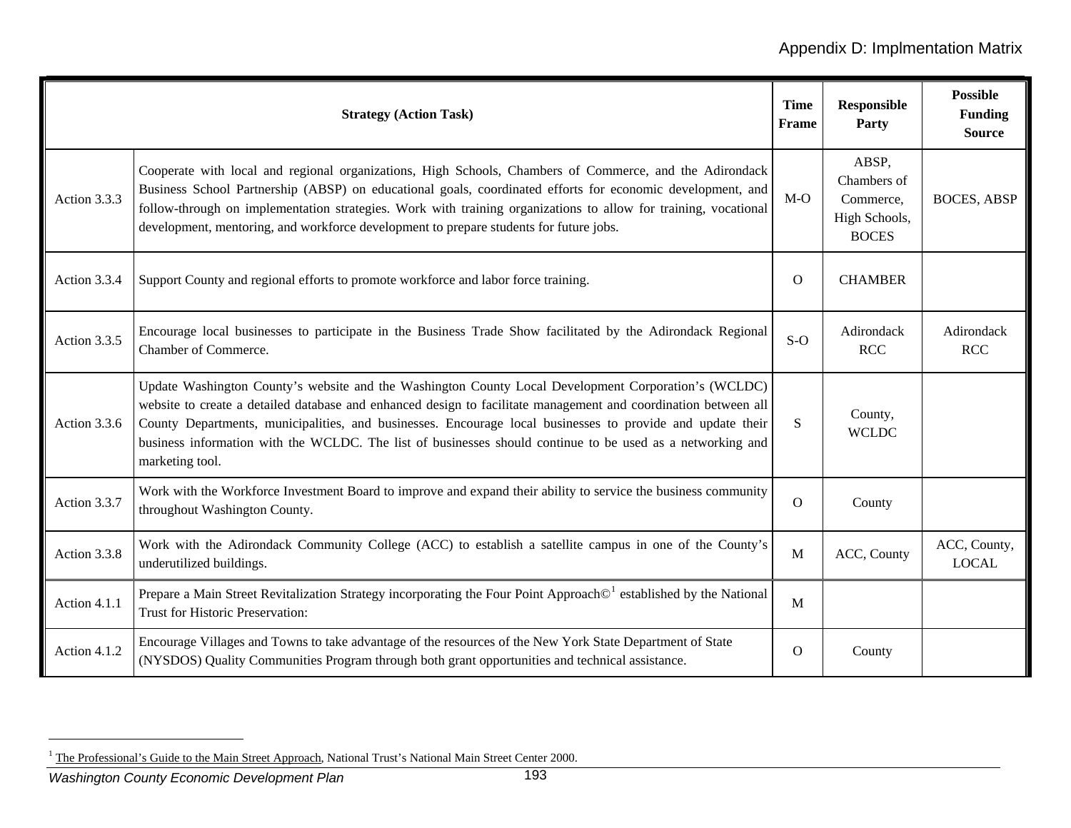| Strategy (Action Task) | | Time Frame | Responsible Party | Possible Funding Source |
|---|---|---|---|---|
| Action 3.3.3 | Cooperate with local and regional organizations, High Schools, Chambers of Commerce, and the Adirondack Business School Partnership (ABSP) on educational goals, coordinated efforts for economic development, and follow-through on implementation strategies. Work with training organizations to allow for training, vocational development, mentoring, and workforce development to prepare students for future jobs. | M-O | ABSP, Chambers of Commerce, High Schools, BOCES | BOCES, ABSP |
| Action 3.3.4 | Support County and regional efforts to promote workforce and labor force training. | O | CHAMBER | |
| Action 3.3.5 | Encourage local businesses to participate in the Business Trade Show facilitated by the Adirondack Regional Chamber of Commerce. | S-O | Adirondack RCC | Adirondack RCC |
| Action 3.3.6 | Update Washington County's website and the Washington County Local Development Corporation's (WCLDC) website to create a detailed database and enhanced design to facilitate management and coordination between all County Departments, municipalities, and businesses. Encourage local businesses to provide and update their business information with the WCLDC. The list of businesses should continue to be used as a networking and marketing tool. | S | County, WCLDC | |
| Action 3.3.7 | Work with the Workforce Investment Board to improve and expand their ability to service the business community throughout Washington County. | O | County | |
| Action 3.3.8 | Work with the Adirondack Community College (ACC) to establish a satellite campus in one of the County's underutilized buildings. | M | ACC, County | ACC, County, LOCAL |
| Action 4.1.1 | Prepare a Main Street Revitalization Strategy incorporating the Four Point Approach©[1] established by the National Trust for Historic Preservation: | M | | |
| Action 4.1.2 | Encourage Villages and Towns to take advantage of the resources of the New York State Department of State (NYSDOS) Quality Communities Program through both grant opportunities and technical assistance. | O | County | |

[1] The Professional's Guide to the Main Street Approach, National Trust's National Main Street Center 2000.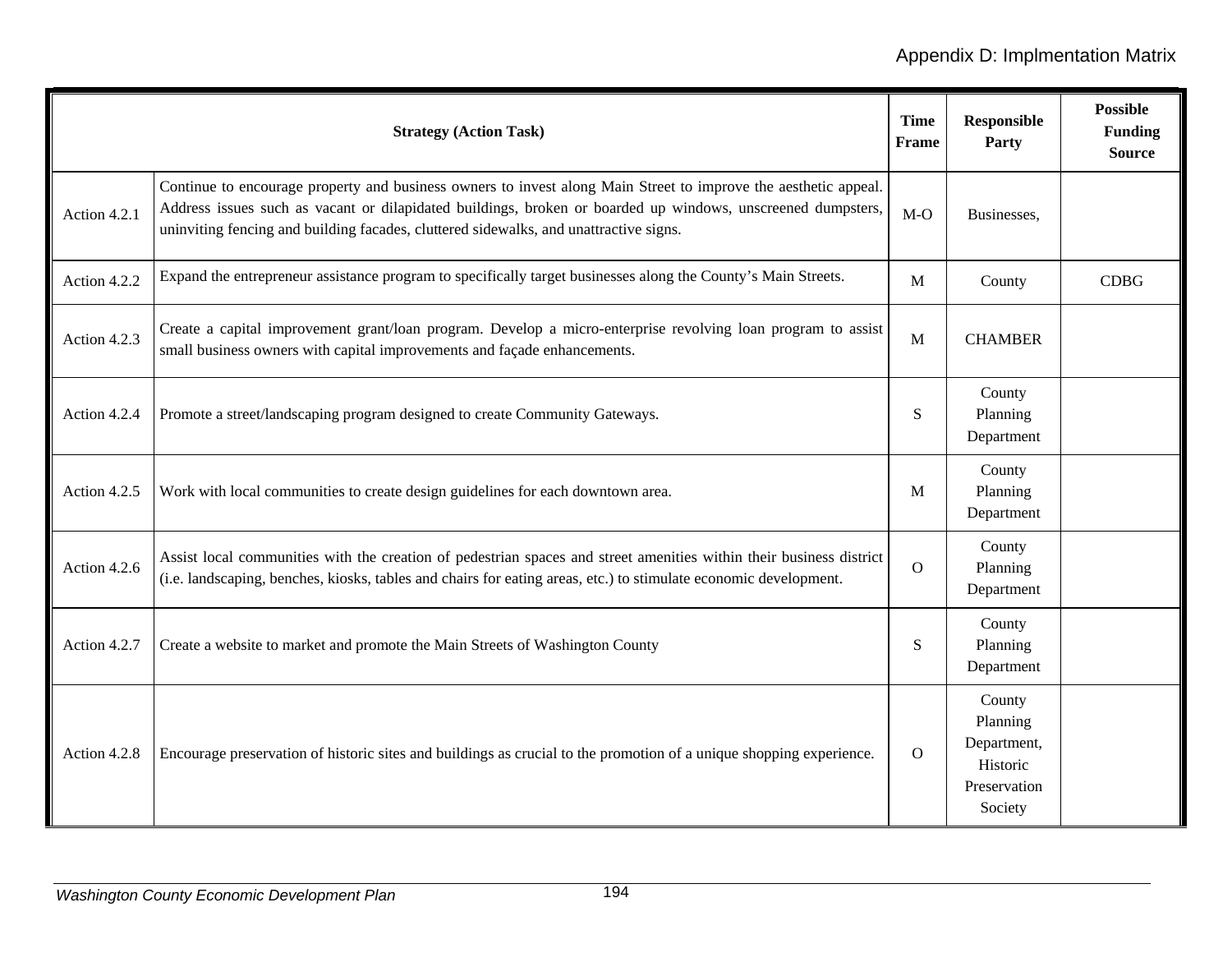| Strategy (Action Task) | | Time Frame | Responsible Party | Possible Funding Source |
|---|---|---|---|---|
| Action 4.2.1 | Continue to encourage property and business owners to invest along Main Street to improve the aesthetic appeal. Address issues such as vacant or dilapidated buildings, broken or boarded up windows, unscreened dumpsters, uninviting fencing and building facades, cluttered sidewalks, and unattractive signs. | M-O | Businesses, | |
| Action 4.2.2 | Expand the entrepreneur assistance program to specifically target businesses along the County's Main Streets. | M | County | CDBG |
| Action 4.2.3 | Create a capital improvement grant/loan program. Develop a micro-enterprise revolving loan program to assist small business owners with capital improvements and façade enhancements. | M | CHAMBER | |
| Action 4.2.4 | Promote a street/landscaping program designed to create Community Gateways. | S | County Planning Department | |
| Action 4.2.5 | Work with local communities to create design guidelines for each downtown area. | M | County Planning Department | |
| Action 4.2.6 | Assist local communities with the creation of pedestrian spaces and street amenities within their business district (i.e. landscaping, benches, kiosks, tables and chairs for eating areas, etc.) to stimulate economic development. | O | County Planning Department | |
| Action 4.2.7 | Create a website to market and promote the Main Streets of Washington County | S | County Planning Department | |
| Action 4.2.8 | Encourage preservation of historic sites and buildings as crucial to the promotion of a unique shopping experience. | O | County Planning Department, Historic Preservation Society | |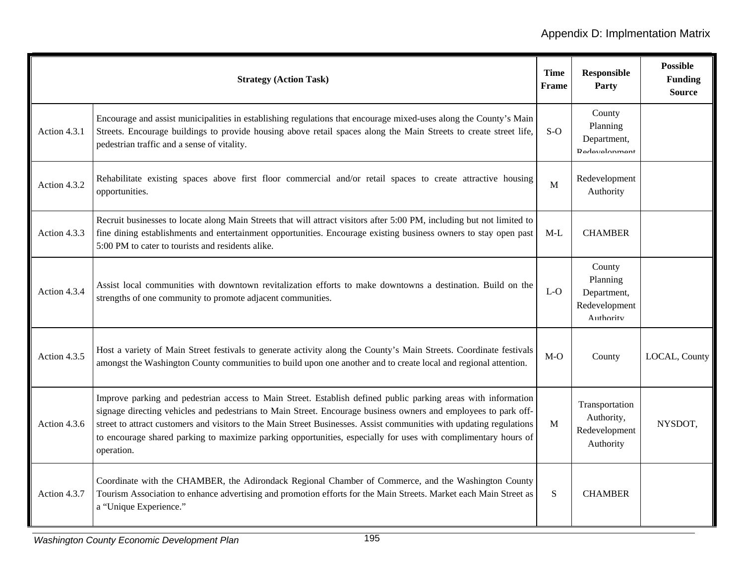| Strategy (Action Task) | | Time Frame | Responsible Party | Possible Funding Source |
|---|---|---|---|---|
| Action 4.3.1 | Encourage and assist municipalities in establishing regulations that encourage mixed-uses along the County's Main Streets. Encourage buildings to provide housing above retail spaces along the Main Streets to create street life, pedestrian traffic and a sense of vitality. | S-O | County Planning Department, Redevelopment | |
| Action 4.3.2 | Rehabilitate existing spaces above first floor commercial and/or retail spaces to create attractive housing opportunities. | M | Redevelopment Authority | |
| Action 4.3.3 | Recruit businesses to locate along Main Streets that will attract visitors after 5:00 PM, including but not limited to fine dining establishments and entertainment opportunities. Encourage existing business owners to stay open past 5:00 PM to cater to tourists and residents alike. | M-L | CHAMBER | |
| Action 4.3.4 | Assist local communities with downtown revitalization efforts to make downtowns a destination. Build on the strengths of one community to promote adjacent communities. | L-O | County Planning Department, Redevelopment Authority | |
| Action 4.3.5 | Host a variety of Main Street festivals to generate activity along the County's Main Streets. Coordinate festivals amongst the Washington County communities to build upon one another and to create local and regional attention. | M-O | County | LOCAL, County |
| Action 4.3.6 | Improve parking and pedestrian access to Main Street. Establish defined public parking areas with information signage directing vehicles and pedestrians to Main Street. Encourage business owners and employees to park off-street to attract customers and visitors to the Main Street Businesses. Assist communities with updating regulations to encourage shared parking to maximize parking opportunities, especially for uses with complimentary hours of operation. | M | Transportation Authority, Redevelopment Authority | NYSDOT, |
| Action 4.3.7 | Coordinate with the CHAMBER, the Adirondack Regional Chamber of Commerce, and the Washington County Tourism Association to enhance advertising and promotion efforts for the Main Streets. Market each Main Street as a "Unique Experience." | S | CHAMBER | |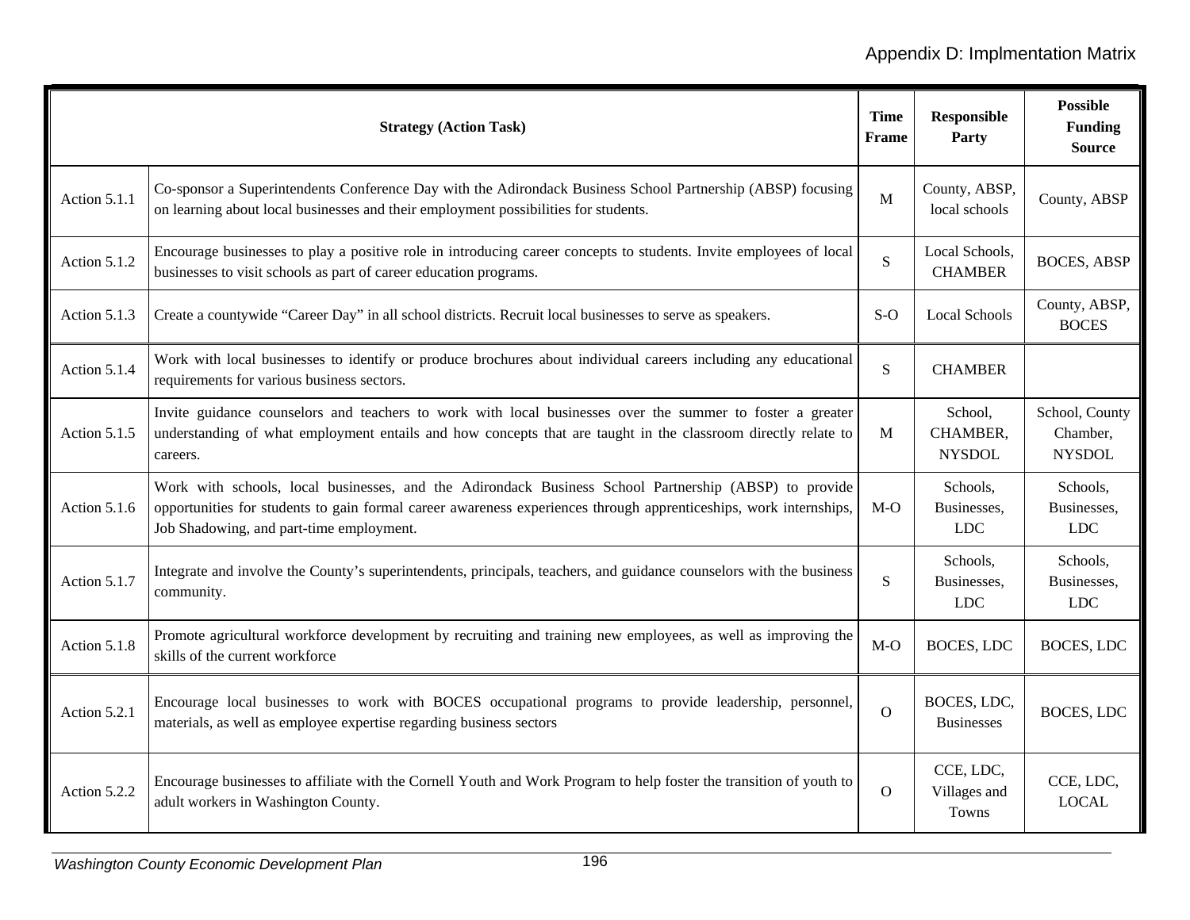| Strategy (Action Task) | | Time Frame | Responsible Party | Possible Funding Source |
|---|---|---|---|---|
| Action 5.1.1 | Co-sponsor a Superintendents Conference Day with the Adirondack Business School Partnership (ABSP) focusing on learning about local businesses and their employment possibilities for students. | M | County, ABSP, local schools | County, ABSP |
| Action 5.1.2 | Encourage businesses to play a positive role in introducing career concepts to students. Invite employees of local businesses to visit schools as part of career education programs. | S | Local Schools, CHAMBER | BOCES, ABSP |
| Action 5.1.3 | Create a countywide "Career Day" in all school districts. Recruit local businesses to serve as speakers. | S-O | Local Schools | County, ABSP, BOCES |
| Action 5.1.4 | Work with local businesses to identify or produce brochures about individual careers including any educational requirements for various business sectors. | S | CHAMBER | |
| Action 5.1.5 | Invite guidance counselors and teachers to work with local businesses over the summer to foster a greater understanding of what employment entails and how concepts that are taught in the classroom directly relate to careers. | M | School, CHAMBER, NYSDOL | School, County Chamber, NYSDOL |
| Action 5.1.6 | Work with schools, local businesses, and the Adirondack Business School Partnership (ABSP) to provide opportunities for students to gain formal career awareness experiences through apprenticeships, work internships, Job Shadowing, and part-time employment. | M-O | Schools, Businesses, LDC | Schools, Businesses, LDC |
| Action 5.1.7 | Integrate and involve the County's superintendents, principals, teachers, and guidance counselors with the business community. | S | Schools, Businesses, LDC | Schools, Businesses, LDC |
| Action 5.1.8 | Promote agricultural workforce development by recruiting and training new employees, as well as improving the skills of the current workforce | M-O | BOCES, LDC | BOCES, LDC |
| Action 5.2.1 | Encourage local businesses to work with BOCES occupational programs to provide leadership, personnel, materials, as well as employee expertise regarding business sectors | O | BOCES, LDC, Businesses | BOCES, LDC |
| Action 5.2.2 | Encourage businesses to affiliate with the Cornell Youth and Work Program to help foster the transition of youth to adult workers in Washington County. | O | CCE, LDC, Villages and Towns | CCE, LDC, LOCAL |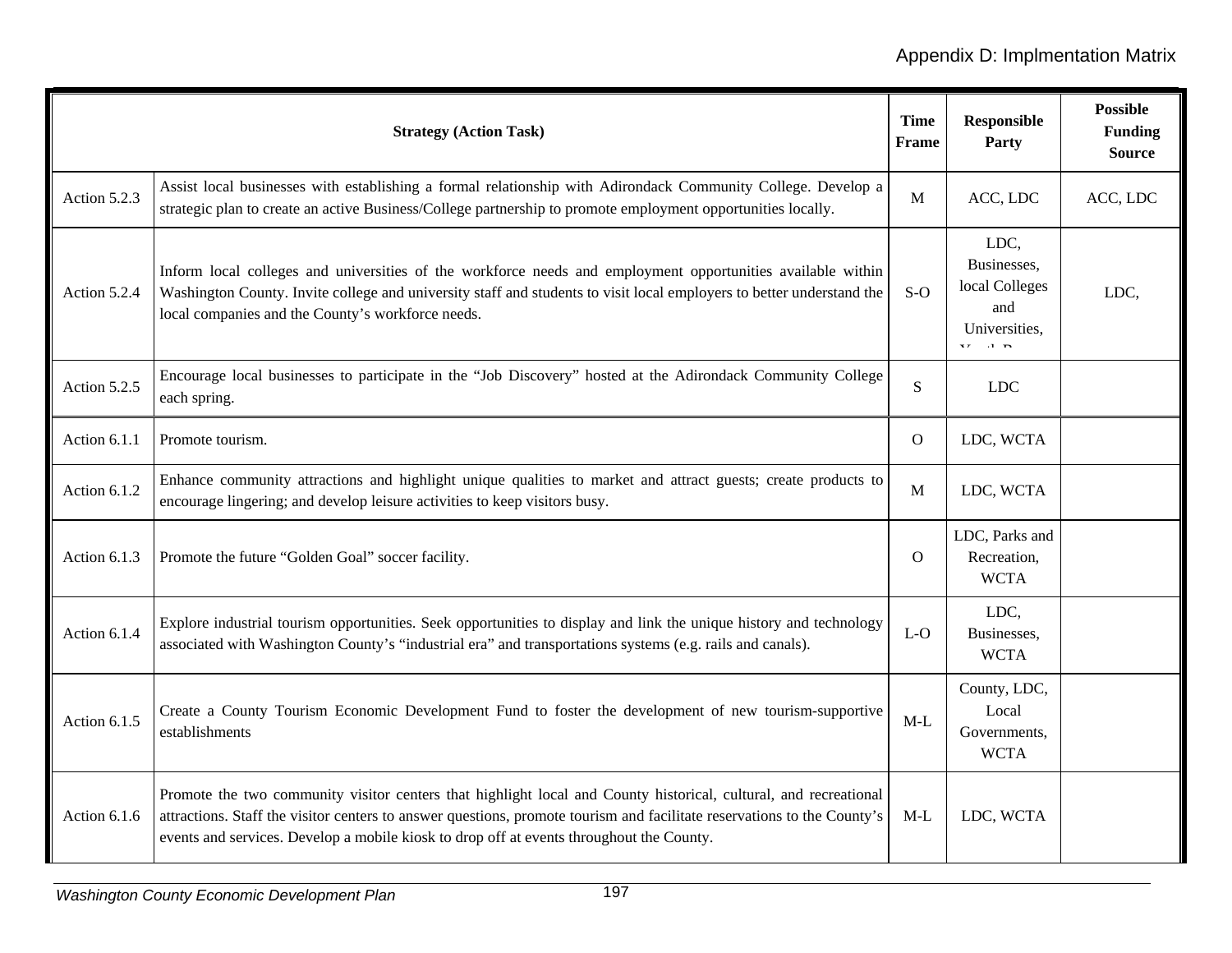| Strategy (Action Task) | | Time Frame | Responsible Party | Possible Funding Source |
|---|---|---|---|---|
| Action 5.2.3 | Assist local businesses with establishing a formal relationship with Adirondack Community College. Develop a strategic plan to create an active Business/College partnership to promote employment opportunities locally. | M | ACC, LDC | ACC, LDC |
| Action 5.2.4 | Inform local colleges and universities of the workforce needs and employment opportunities available within Washington County. Invite college and university staff and students to visit local employers to better understand the local companies and the County's workforce needs. | S-O | LDC, Businesses, local Colleges and Universities, | LDC, |
| Action 5.2.5 | Encourage local businesses to participate in the "Job Discovery" hosted at the Adirondack Community College each spring. | S | LDC | |
| Action 6.1.1 | Promote tourism. | O | LDC, WCTA | |
| Action 6.1.2 | Enhance community attractions and highlight unique qualities to market and attract guests; create products to encourage lingering; and develop leisure activities to keep visitors busy. | M | LDC, WCTA | |
| Action 6.1.3 | Promote the future "Golden Goal" soccer facility. | O | LDC, Parks and Recreation, WCTA | |
| Action 6.1.4 | Explore industrial tourism opportunities. Seek opportunities to display and link the unique history and technology associated with Washington County's "industrial era" and transportations systems (e.g. rails and canals). | L-O | LDC, Businesses, WCTA | |
| Action 6.1.5 | Create a County Tourism Economic Development Fund to foster the development of new tourism-supportive establishments | M-L | County, LDC, Local Governments, WCTA | |
| Action 6.1.6 | Promote the two community visitor centers that highlight local and County historical, cultural, and recreational attractions. Staff the visitor centers to answer questions, promote tourism and facilitate reservations to the County's events and services. Develop a mobile kiosk to drop off at events throughout the County. | M-L | LDC, WCTA | |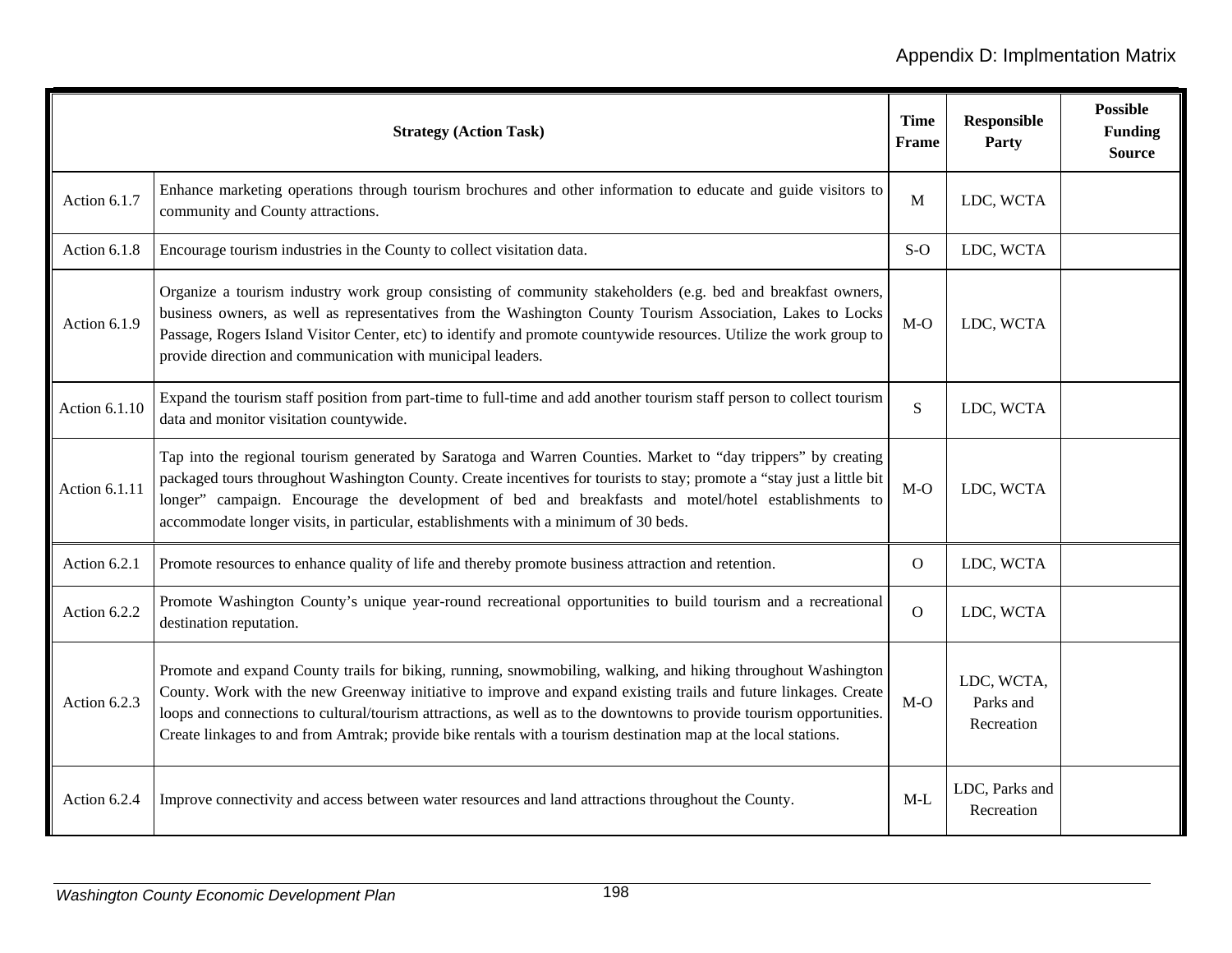| Strategy (Action Task) | | Time Frame | Responsible Party | Possible Funding Source |
|---|---|---|---|---|
| Action 6.1.7 | Enhance marketing operations through tourism brochures and other information to educate and guide visitors to community and County attractions. | M | LDC, WCTA | |
| Action 6.1.8 | Encourage tourism industries in the County to collect visitation data. | S-O | LDC, WCTA | |
| Action 6.1.9 | Organize a tourism industry work group consisting of community stakeholders (e.g. bed and breakfast owners, business owners, as well as representatives from the Washington County Tourism Association, Lakes to Locks Passage, Rogers Island Visitor Center, etc) to identify and promote countywide resources. Utilize the work group to provide direction and communication with municipal leaders. | M-O | LDC, WCTA | |
| Action 6.1.10 | Expand the tourism staff position from part-time to full-time and add another tourism staff person to collect tourism data and monitor visitation countywide. | S | LDC, WCTA | |
| Action 6.1.11 | Tap into the regional tourism generated by Saratoga and Warren Counties. Market to "day trippers" by creating packaged tours throughout Washington County. Create incentives for tourists to stay; promote a "stay just a little bit longer" campaign. Encourage the development of bed and breakfasts and motel/hotel establishments to accommodate longer visits, in particular, establishments with a minimum of 30 beds. | M-O | LDC, WCTA | |
| Action 6.2.1 | Promote resources to enhance quality of life and thereby promote business attraction and retention. | O | LDC, WCTA | |
| Action 6.2.2 | Promote Washington County's unique year-round recreational opportunities to build tourism and a recreational destination reputation. | O | LDC, WCTA | |
| Action 6.2.3 | Promote and expand County trails for biking, running, snowmobiling, walking, and hiking throughout Washington County. Work with the new Greenway initiative to improve and expand existing trails and future linkages. Create loops and connections to cultural/tourism attractions, as well as to the downtowns to provide tourism opportunities. Create linkages to and from Amtrak; provide bike rentals with a tourism destination map at the local stations. | M-O | LDC, WCTA, Parks and Recreation | |
| Action 6.2.4 | Improve connectivity and access between water resources and land attractions throughout the County. | M-L | LDC, Parks and Recreation | |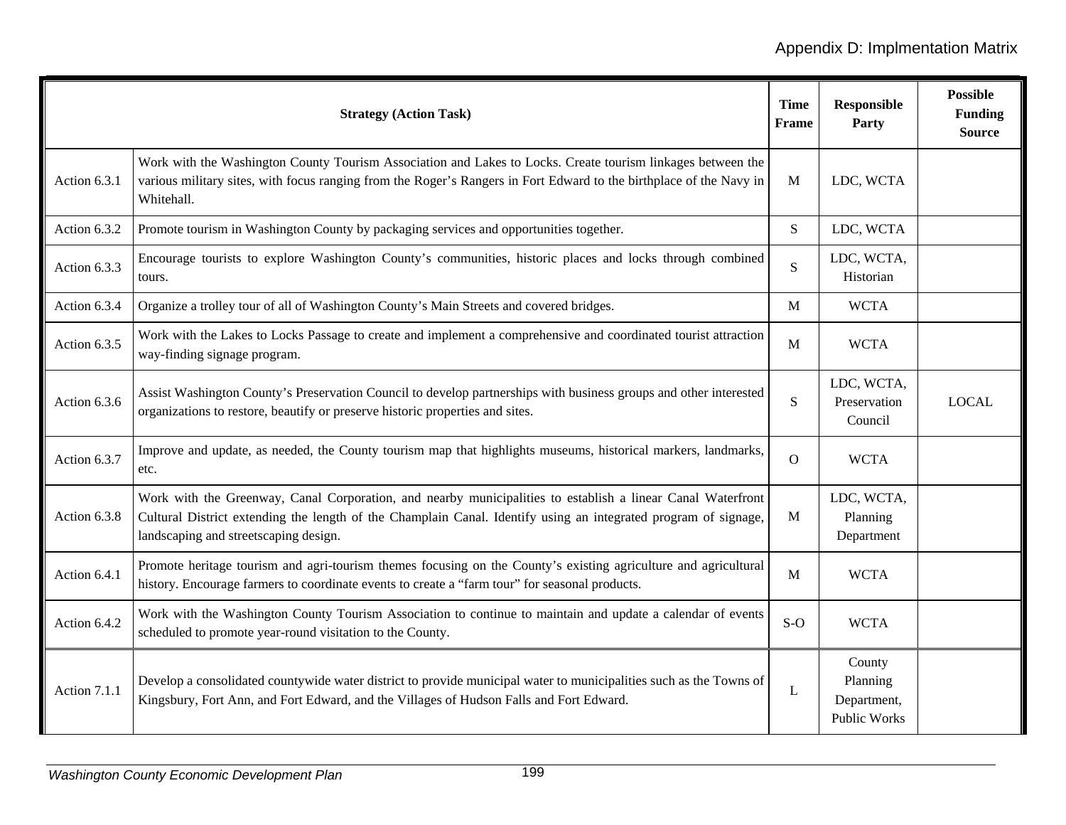| Strategy (Action Task) | | Time Frame | Responsible Party | Possible Funding Source |
|---|---|---|---|---|
| Action 6.3.1 | Work with the Washington County Tourism Association and Lakes to Locks. Create tourism linkages between the various military sites, with focus ranging from the Roger's Rangers in Fort Edward to the birthplace of the Navy in Whitehall. | M | LDC, WCTA | |
| Action 6.3.2 | Promote tourism in Washington County by packaging services and opportunities together. | S | LDC, WCTA | |
| Action 6.3.3 | Encourage tourists to explore Washington County's communities, historic places and locks through combined tours. | S | LDC, WCTA, Historian | |
| Action 6.3.4 | Organize a trolley tour of all of Washington County's Main Streets and covered bridges. | M | WCTA | |
| Action 6.3.5 | Work with the Lakes to Locks Passage to create and implement a comprehensive and coordinated tourist attraction way-finding signage program. | M | WCTA | |
| Action 6.3.6 | Assist Washington County's Preservation Council to develop partnerships with business groups and other interested organizations to restore, beautify or preserve historic properties and sites. | S | LDC, WCTA, Preservation Council | LOCAL |
| Action 6.3.7 | Improve and update, as needed, the County tourism map that highlights museums, historical markers, landmarks, etc. | O | WCTA | |
| Action 6.3.8 | Work with the Greenway, Canal Corporation, and nearby municipalities to establish a linear Canal Waterfront Cultural District extending the length of the Champlain Canal. Identify using an integrated program of signage, landscaping and streetscaping design. | M | LDC, WCTA, Planning Department | |
| Action 6.4.1 | Promote heritage tourism and agri-tourism themes focusing on the County's existing agriculture and agricultural history. Encourage farmers to coordinate events to create a "farm tour" for seasonal products. | M | WCTA | |
| Action 6.4.2 | Work with the Washington County Tourism Association to continue to maintain and update a calendar of events scheduled to promote year-round visitation to the County. | S-O | WCTA | |
| Action 7.1.1 | Develop a consolidated countywide water district to provide municipal water to municipalities such as the Towns of Kingsbury, Fort Ann, and Fort Edward, and the Villages of Hudson Falls and Fort Edward. | L | County Planning Department, Public Works | |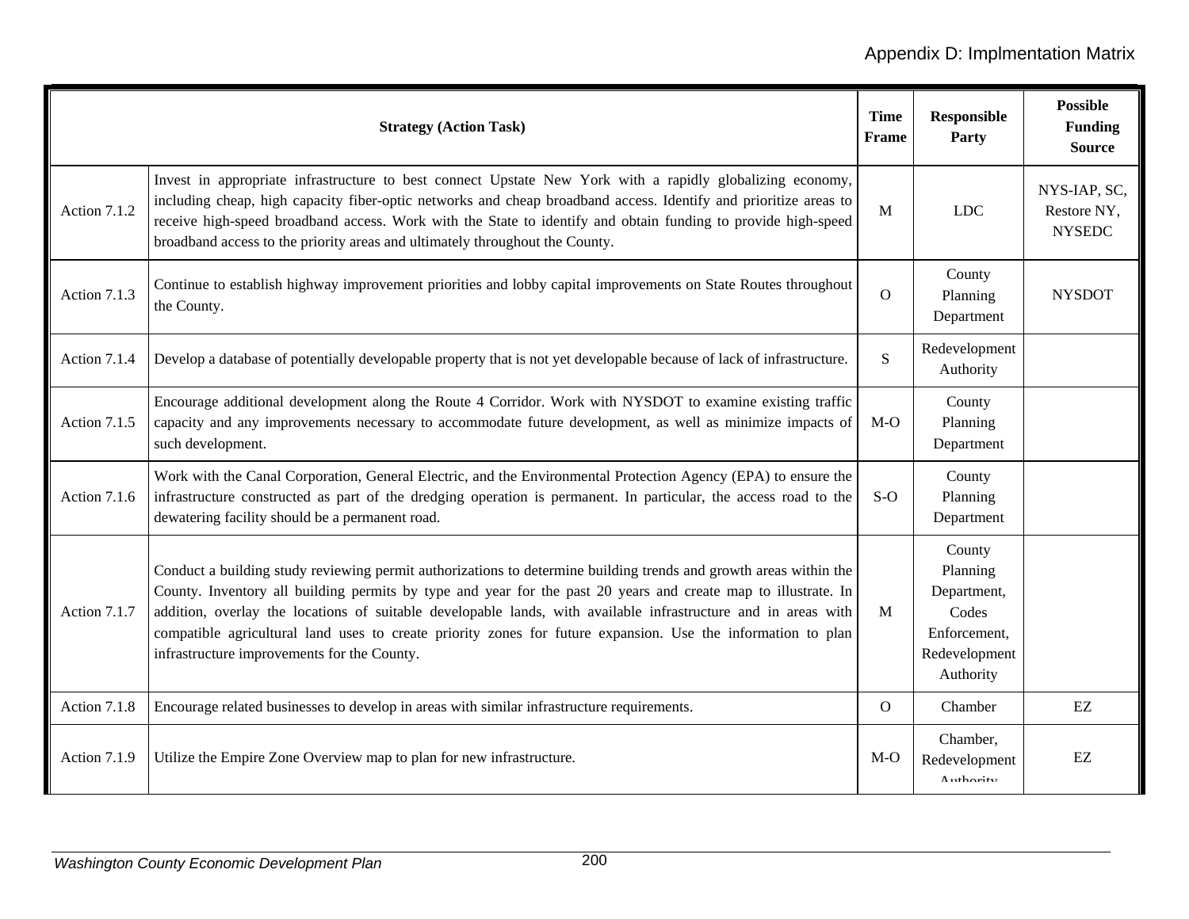| Strategy (Action Task) | | Time Frame | Responsible Party | Possible Funding Source |
|---|---|---|---|---|
| Action 7.1.2 | Invest in appropriate infrastructure to best connect Upstate New York with a rapidly globalizing economy, including cheap, high capacity fiber-optic networks and cheap broadband access. Identify and prioritize areas to receive high-speed broadband access. Work with the State to identify and obtain funding to provide high-speed broadband access to the priority areas and ultimately throughout the County. | M | LDC | NYS-IAP, SC, Restore NY, NYSEDC |
| Action 7.1.3 | Continue to establish highway improvement priorities and lobby capital improvements on State Routes throughout the County. | O | County Planning Department | NYSDOT |
| Action 7.1.4 | Develop a database of potentially developable property that is not yet developable because of lack of infrastructure. | S | Redevelopment Authority | |
| Action 7.1.5 | Encourage additional development along the Route 4 Corridor. Work with NYSDOT to examine existing traffic capacity and any improvements necessary to accommodate future development, as well as minimize impacts of such development. | M-O | County Planning Department | |
| Action 7.1.6 | Work with the Canal Corporation, General Electric, and the Environmental Protection Agency (EPA) to ensure the infrastructure constructed as part of the dredging operation is permanent. In particular, the access road to the dewatering facility should be a permanent road. | S-O | County Planning Department | |
| Action 7.1.7 | Conduct a building study reviewing permit authorizations to determine building trends and growth areas within the County. Inventory all building permits by type and year for the past 20 years and create map to illustrate. In addition, overlay the locations of suitable developable lands, with available infrastructure and in areas with compatible agricultural land uses to create priority zones for future expansion. Use the information to plan infrastructure improvements for the County. | M | County Planning Department, Codes Enforcement, Redevelopment Authority | |
| Action 7.1.8 | Encourage related businesses to develop in areas with similar infrastructure requirements. | O | Chamber | EZ |
| Action 7.1.9 | Utilize the Empire Zone Overview map to plan for new infrastructure. | M-O | Chamber, Redevelopment Authority | EZ |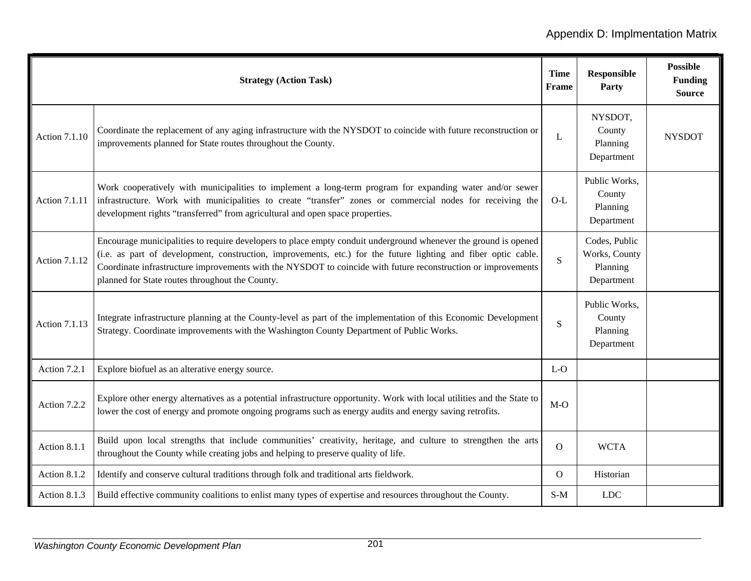| Strategy (Action Task) | | Time Frame | Responsible Party | Possible Funding Source |
|---|---|---|---|---|
| Action 7.1.10 | Coordinate the replacement of any aging infrastructure with the NYSDOT to coincide with future reconstruction or improvements planned for State routes throughout the County. | L | NYSDOT, County Planning Department | NYSDOT |
| Action 7.1.11 | Work cooperatively with municipalities to implement a long-term program for expanding water and/or sewer infrastructure. Work with municipalities to create "transfer" zones or commercial nodes for receiving the development rights "transferred" from agricultural and open space properties. | O-L | Public Works, County Planning Department | |
| Action 7.1.12 | Encourage municipalities to require developers to place empty conduit underground whenever the ground is opened (i.e. as part of development, construction, improvements, etc.) for the future lighting and fiber optic cable. Coordinate infrastructure improvements with the NYSDOT to coincide with future reconstruction or improvements planned for State routes throughout the County. | S | Codes, Public Works, County Planning Department | |
| Action 7.1.13 | Integrate infrastructure planning at the County-level as part of the implementation of this Economic Development Strategy. Coordinate improvements with the Washington County Department of Public Works. | S | Public Works, County Planning Department | |
| Action 7.2.1 | Explore biofuel as an alterative energy source. | L-O | | |
| Action 7.2.2 | Explore other energy alternatives as a potential infrastructure opportunity. Work with local utilities and the State to lower the cost of energy and promote ongoing programs such as energy audits and energy saving retrofits. | M-O | | |
| Action 8.1.1 | Build upon local strengths that include communities' creativity, heritage, and culture to strengthen the arts throughout the County while creating jobs and helping to preserve quality of life. | O | WCTA | |
| Action 8.1.2 | Identify and conserve cultural traditions through folk and traditional arts fieldwork. | O | Historian | |
| Action 8.1.3 | Build effective community coalitions to enlist many types of expertise and resources throughout the County. | S-M | LDC | |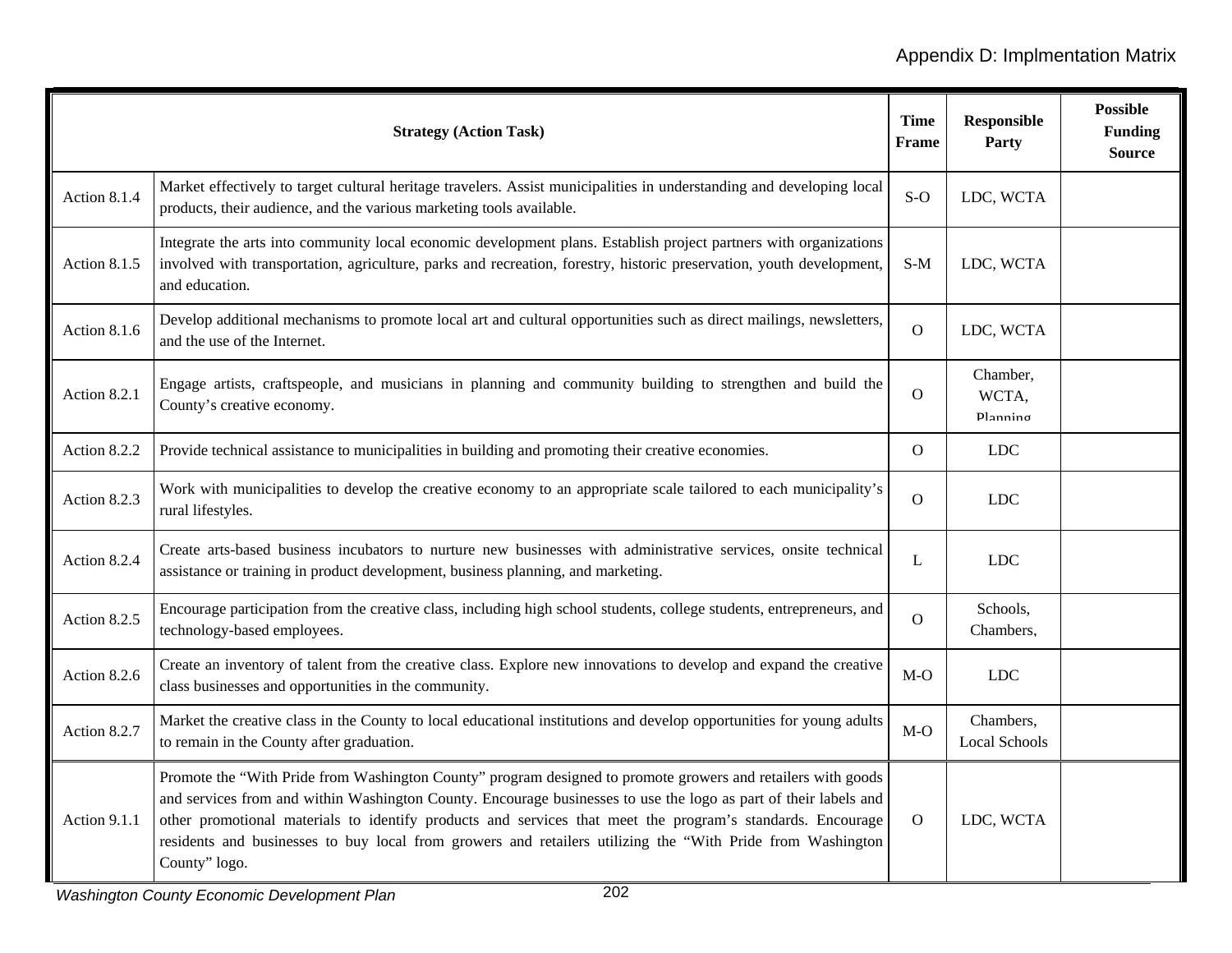| Strategy (Action Task) | | Time Frame | Responsible Party | Possible Funding Source |
|---|---|---|---|---|
| Action 8.1.4 | Market effectively to target cultural heritage travelers. Assist municipalities in understanding and developing local products, their audience, and the various marketing tools available. | S-O | LDC, WCTA | |
| Action 8.1.5 | Integrate the arts into community local economic development plans. Establish project partners with organizations involved with transportation, agriculture, parks and recreation, forestry, historic preservation, youth development, and education. | S-M | LDC, WCTA | |
| Action 8.1.6 | Develop additional mechanisms to promote local art and cultural opportunities such as direct mailings, newsletters, and the use of the Internet. | O | LDC, WCTA | |
| Action 8.2.1 | Engage artists, craftspeople, and musicians in planning and community building to strengthen and build the County's creative economy. | O | Chamber, WCTA, Planning | |
| Action 8.2.2 | Provide technical assistance to municipalities in building and promoting their creative economies. | O | LDC | |
| Action 8.2.3 | Work with municipalities to develop the creative economy to an appropriate scale tailored to each municipality's rural lifestyles. | O | LDC | |
| Action 8.2.4 | Create arts-based business incubators to nurture new businesses with administrative services, onsite technical assistance or training in product development, business planning, and marketing. | L | LDC | |
| Action 8.2.5 | Encourage participation from the creative class, including high school students, college students, entrepreneurs, and technology-based employees. | O | Schools, Chambers, | |
| Action 8.2.6 | Create an inventory of talent from the creative class. Explore new innovations to develop and expand the creative class businesses and opportunities in the community. | M-O | LDC | |
| Action 8.2.7 | Market the creative class in the County to local educational institutions and develop opportunities for young adults to remain in the County after graduation. | M-O | Chambers, Local Schools | |
| Action 9.1.1 | Promote the "With Pride from Washington County" program designed to promote growers and retailers with goods and services from and within Washington County. Encourage businesses to use the logo as part of their labels and other promotional materials to identify products and services that meet the program's standards. Encourage residents and businesses to buy local from growers and retailers utilizing the "With Pride from Washington County" logo. | O | LDC, WCTA | |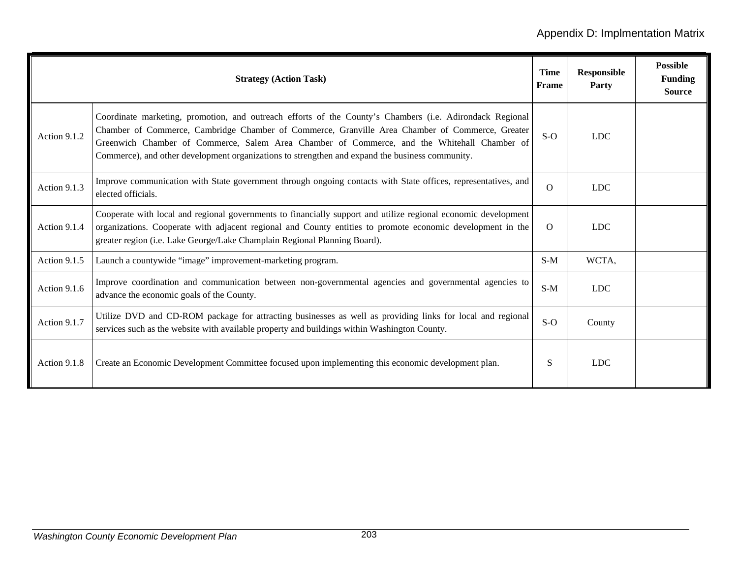| Strategy (Action Task) | | Time Frame | Responsible Party | Possible Funding Source |
|---|---|---|---|---|
| Action 9.1.2 | Coordinate marketing, promotion, and outreach efforts of the County's Chambers (i.e. Adirondack Regional Chamber of Commerce, Cambridge Chamber of Commerce, Granville Area Chamber of Commerce, Greater Greenwich Chamber of Commerce, Salem Area Chamber of Commerce, and the Whitehall Chamber of Commerce), and other development organizations to strengthen and expand the business community. | S-O | LDC | |
| Action 9.1.3 | Improve communication with State government through ongoing contacts with State offices, representatives, and elected officials. | O | LDC | |
| Action 9.1.4 | Cooperate with local and regional governments to financially support and utilize regional economic development organizations. Cooperate with adjacent regional and County entities to promote economic development in the greater region (i.e. Lake George/Lake Champlain Regional Planning Board). | O | LDC | |
| Action 9.1.5 | Launch a countywide "image" improvement-marketing program. | S-M | WCTA, | |
| Action 9.1.6 | Improve coordination and communication between non-governmental agencies and governmental agencies to advance the economic goals of the County. | S-M | LDC | |
| Action 9.1.7 | Utilize DVD and CD-ROM package for attracting businesses as well as providing links for local and regional services such as the website with available property and buildings within Washington County. | S-O | County | |
| Action 9.1.8 | Create an Economic Development Committee focused upon implementing this economic development plan. | S | LDC | |